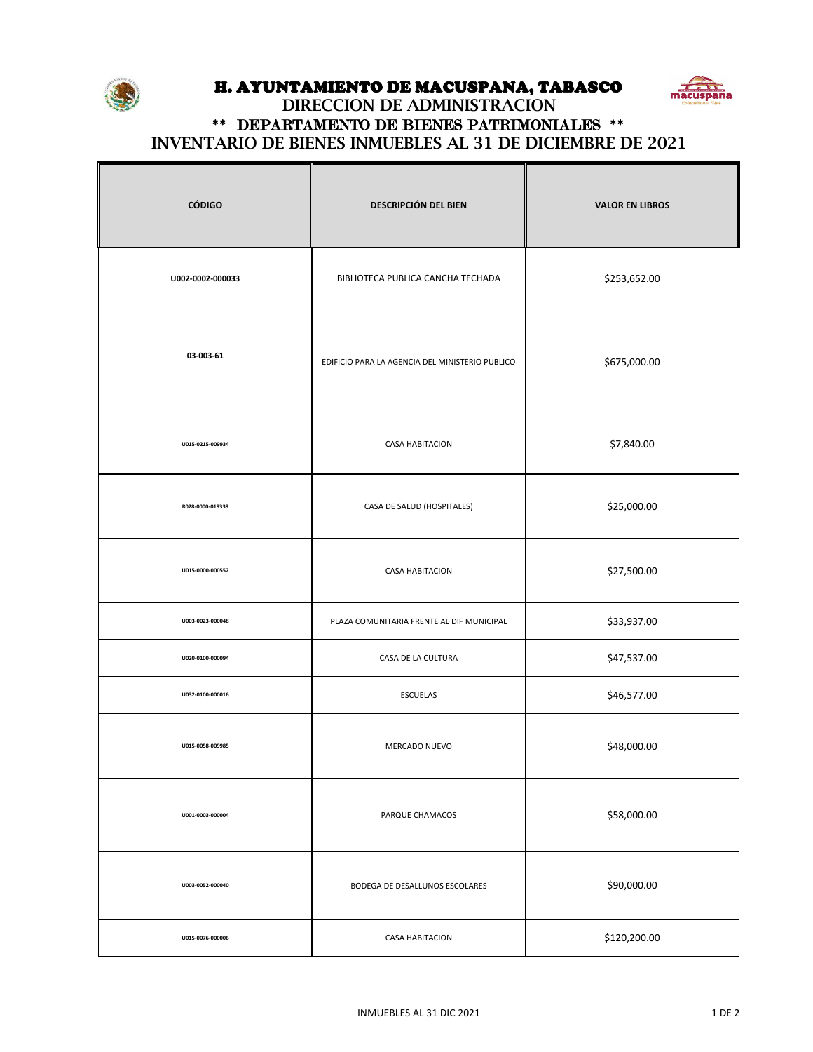# H. AYUNTAMIENTO DE MACUSPANA, TABASCO

## DIRECCION DE ADMINISTRACION

## ** DEPARTAMENTO DE BIENES PATRIMONIALES **

## INVENTARIO DE BIENES INMUEBLES AL 31 DE DICIEMBRE DE 2021

| CÓDIGO | DESCRIPCIÓN DEL BIEN | VALOR EN LIBROS |
|---|---|---|
| U002-0002-000033 | BIBLIOTECA PUBLICA CANCHA TECHADA | $253,652.00 |
| 03-003-61 | EDIFICIO PARA LA AGENCIA DEL MINISTERIO PUBLICO | $675,000.00 |
| U015-0215-009934 | CASA HABITACION | $7,840.00 |
| R028-0000-019339 | CASA DE SALUD (HOSPITALES) | $25,000.00 |
| U015-0000-000552 | CASA HABITACION | $27,500.00 |
| U003-0023-000048 | PLAZA COMUNITARIA FRENTE AL DIF MUNICIPAL | $33,937.00 |
| U020-0100-000094 | CASA DE LA CULTURA | $47,537.00 |
| U032-0100-000016 | ESCUELAS | $46,577.00 |
| U015-0058-009985 | MERCADO NUEVO | $48,000.00 |
| U001-0003-000004 | PARQUE CHAMACOS | $58,000.00 |
| U003-0052-000040 | BODEGA DE DESALLUNOS ESCOLARES | $90,000.00 |
| U015-0076-000006 | CASA HABITACION | $120,200.00 |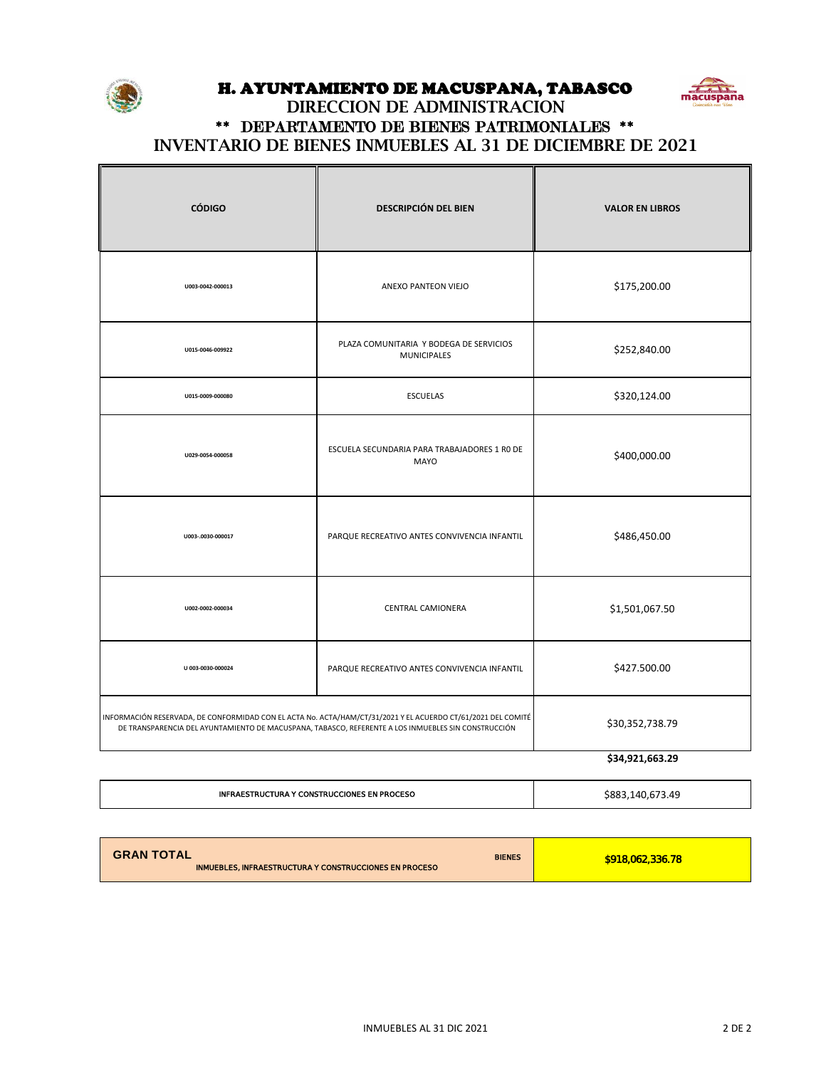# H. AYUNTAMIENTO DE MACUSPANA, TABASCO

## DIRECCION DE ADMINISTRACION

## ** DEPARTAMENTO DE BIENES PATRIMONIALES **

## INVENTARIO DE BIENES INMUEBLES AL 31 DE DICIEMBRE DE 2021

| CÓDIGO | DESCRIPCIÓN DEL BIEN | VALOR EN LIBROS |
|---|---|---|
| U003-0042-000013 | ANEXO PANTEON VIEJO | $175,200.00 |
| U015-0046-009922 | PLAZA COMUNITARIA Y BODEGA DE SERVICIOS MUNICIPALES | $252,840.00 |
| U015-0009-000080 | ESCUELAS | $320,124.00 |
| U029-0054-000058 | ESCUELA SECUNDARIA PARA TRABAJADORES 1 R0 DE MAYO | $400,000.00 |
| U003-.0030-000017 | PARQUE RECREATIVO ANTES CONVIVENCIA INFANTIL | $486,450.00 |
| U002-0002-000034 | CENTRAL CAMIONERA | $1,501,067.50 |
| U 003-0030-000024 | PARQUE RECREATIVO ANTES CONVIVENCIA INFANTIL | $427.500.00 |
| INFORMACIÓN RESERVADA, DE CONFORMIDAD CON EL ACTA No. ACTA/HAM/CT/31/2021 Y EL ACUERDO CT/61/2021 DEL COMITÉ DE TRANSPARENCIA DEL AYUNTAMIENTO DE MACUSPANA, TABASCO, REFERENTE A LOS INMUEBLES SIN CONSTRUCCIÓN | | $30,352,738.79 |
| | | **$34,921,663.29** |

| | |
|---|---|
| INFRAESTRUCTURA Y CONSTRUCCIONES EN PROCESO | $883,140,673.49 |

| | |
|---|---|
| **GRAN TOTAL** BIENES INMUEBLES, INFRAESTRUCTURA Y CONSTRUCCIONES EN PROCESO | **$918,062,336.78** |